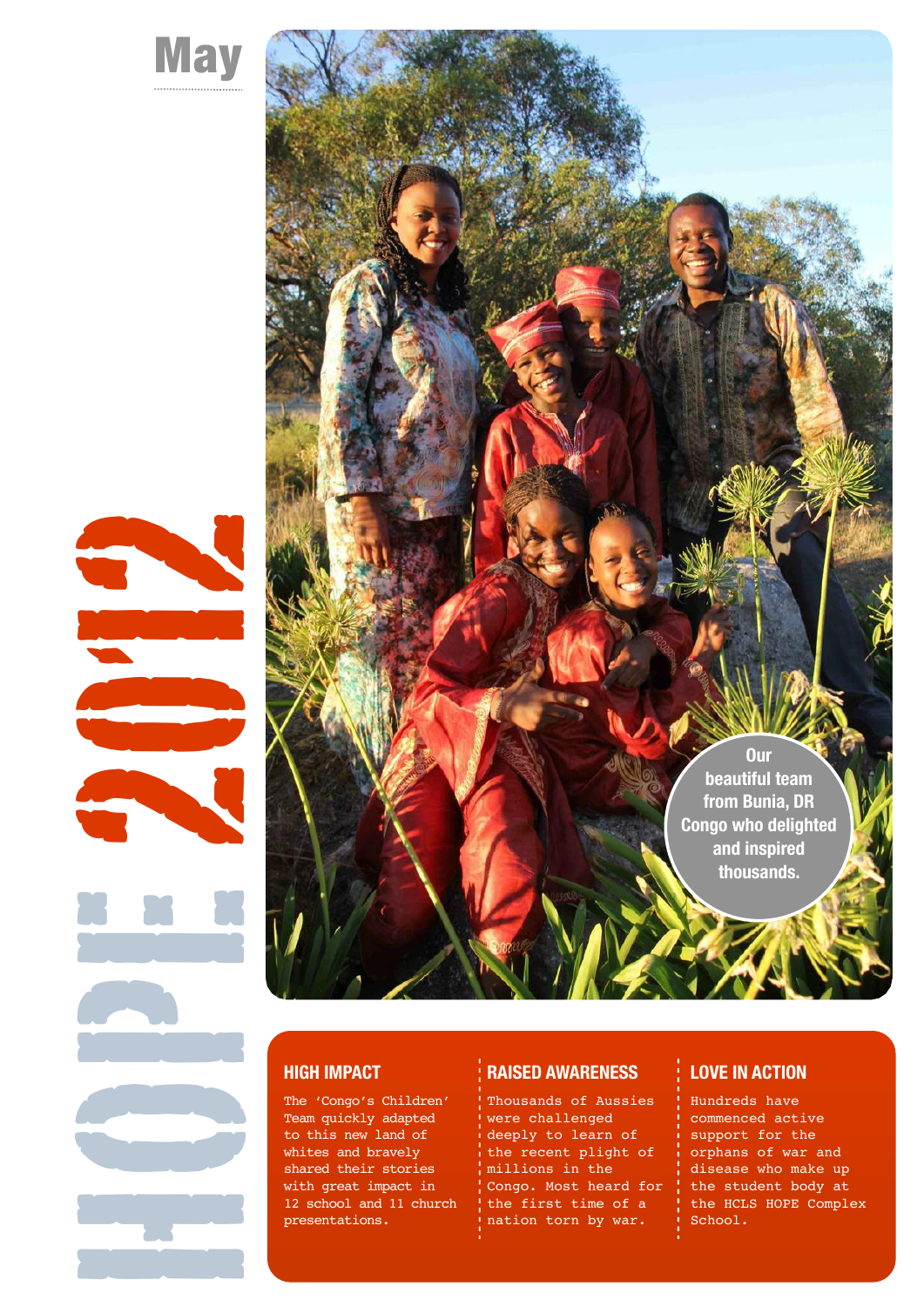# HOPE 2012

## May

Our beautiful team from Bunia, DR Congo who delighted and inspired thousands.

### HIGH IMPACT

The 'Congo's Children' Team quickly adapted to this new land of whites and bravely shared their stories with great impact in 12 school and 11 church presentations.

### RAISED AWARENESS

Thousands of Aussies were challenged deeply to learn of the recent plight of millions in the Congo. Most heard for the first time of a nation torn by war.

### LOVE IN ACTION

Hundreds have commenced active support for the orphans of war and disease who make up the student body at the HCLS HOPE Complex School.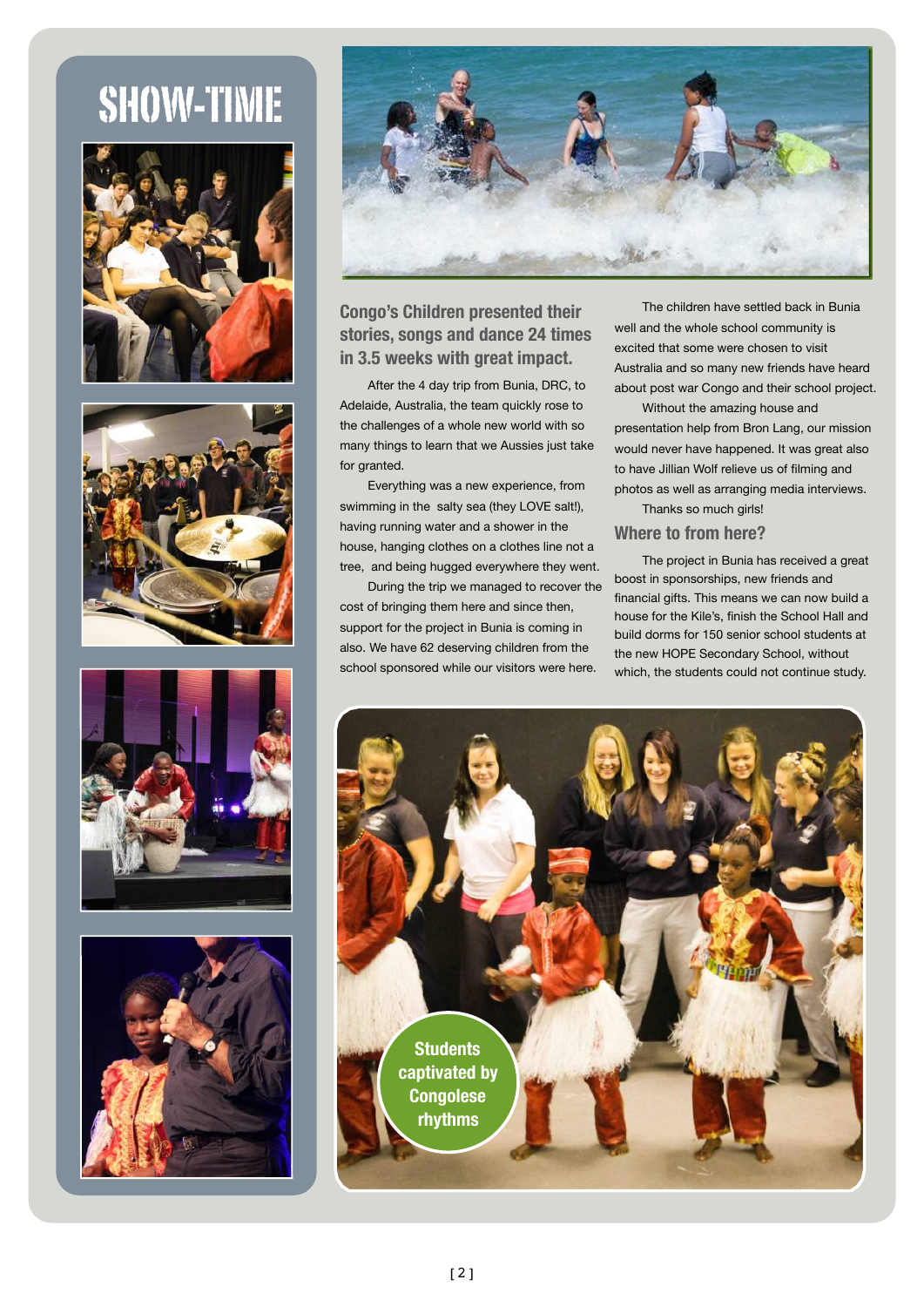# SHOW-TIME

## Congo's Children presented their stories, songs and dance 24 times in 3.5 weeks with great impact.

After the 4 day trip from Bunia, DRC, to Adelaide, Australia, the team quickly rose to the challenges of a whole new world with so many things to learn that we Aussies just take for granted.

Everything was a new experience, from swimming in the salty sea (they LOVE salt!), having running water and a shower in the house, hanging clothes on a clothes line not a tree, and being hugged everywhere they went.

During the trip we managed to recover the cost of bringing them here and since then, support for the project in Bunia is coming in also. We have 62 deserving children from the school sponsored while our visitors were here.

The children have settled back in Bunia well and the whole school community is excited that some were chosen to visit Australia and so many new friends have heard about post war Congo and their school project.

Without the amazing house and presentation help from Bron Lang, our mission would never have happened. It was great also to have Jillian Wolf relieve us of filming and photos as well as arranging media interviews.

Thanks so much girls!

## Where to from here?

The project in Bunia has received a great boost in sponsorships, new friends and financial gifts. This means we can now build a house for the Kile's, finish the School Hall and build dorms for 150 senior school students at the new HOPE Secondary School, without which, the students could not continue study.

Students captivated by Congolese rhythms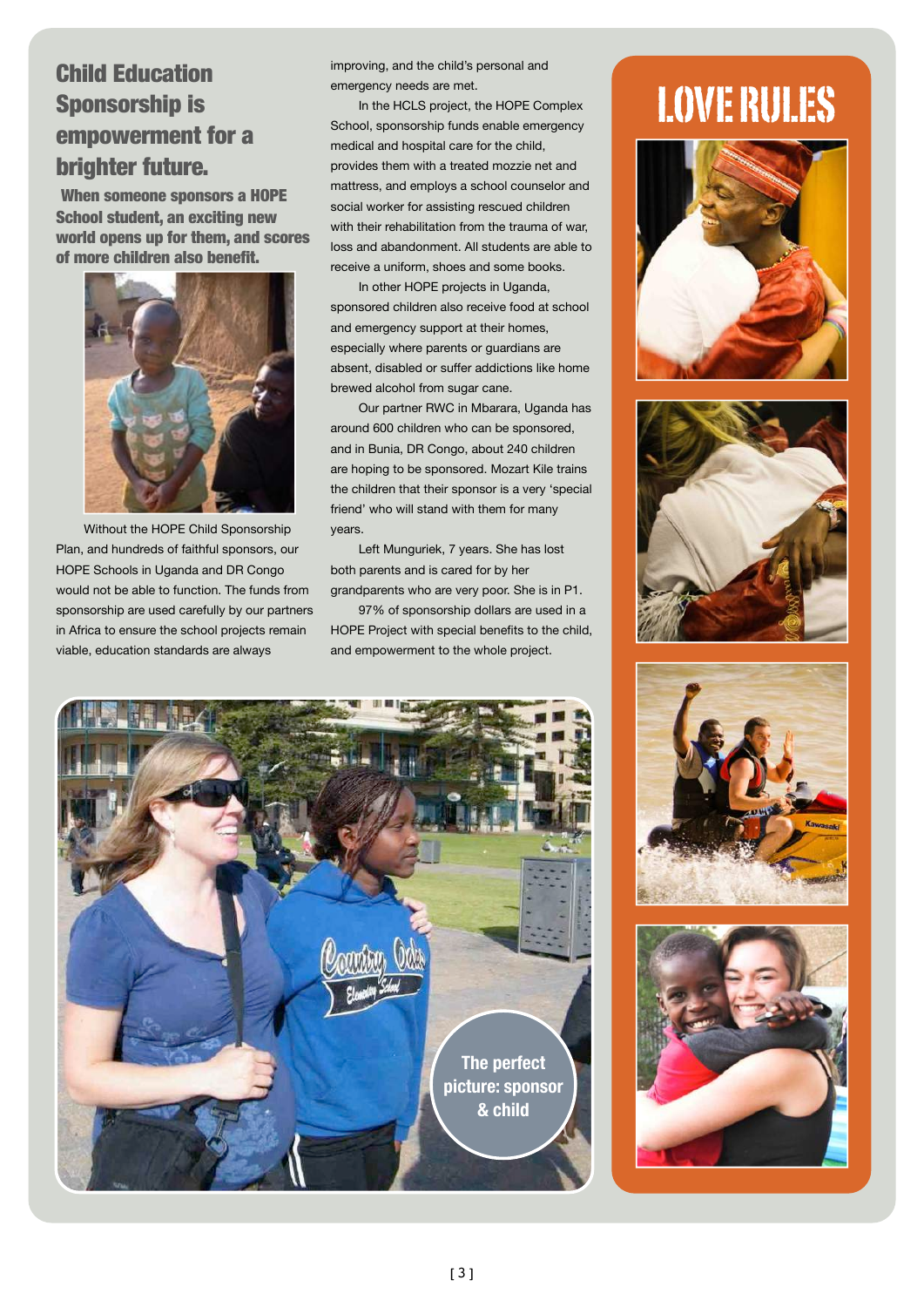## Child Education Sponsorship is empowerment for a brighter future.

**When someone sponsors a HOPE School student, an exciting new world opens up for them, and scores of more children also benefit.**

Without the HOPE Child Sponsorship Plan, and hundreds of faithful sponsors, our HOPE Schools in Uganda and DR Congo would not be able to function. The funds from sponsorship are used carefully by our partners in Africa to ensure the school projects remain viable, education standards are always improving, and the child's personal and emergency needs are met.

In the HCLS project, the HOPE Complex School, sponsorship funds enable emergency medical and hospital care for the child, provides them with a treated mozzie net and mattress, and employs a school counselor and social worker for assisting rescued children with their rehabilitation from the trauma of war, loss and abandonment. All students are able to receive a uniform, shoes and some books.

In other HOPE projects in Uganda, sponsored children also receive food at school and emergency support at their homes, especially where parents or guardians are absent, disabled or suffer addictions like home brewed alcohol from sugar cane.

Our partner RWC in Mbarara, Uganda has around 600 children who can be sponsored, and in Bunia, DR Congo, about 240 children are hoping to be sponsored. Mozart Kile trains the children that their sponsor is a very 'special friend' who will stand with them for many years.

Left Munguriek, 7 years. She has lost both parents and is cared for by her grandparents who are very poor. She is in P1.

97% of sponsorship dollars are used in a HOPE Project with special benefits to the child, and empowerment to the whole project.

The perfect picture: sponsor & child

## LOVE RULES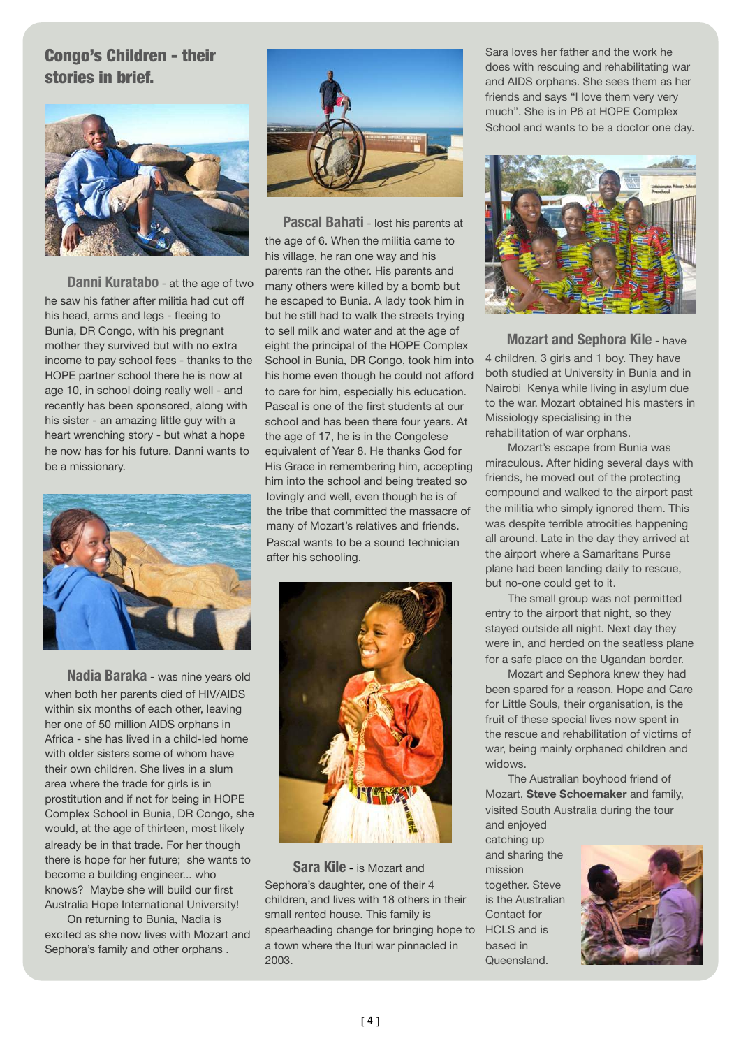## Congo's Children - their stories in brief.

**Danni Kuratabo** - at the age of two he saw his father after militia had cut off his head, arms and legs - fleeing to Bunia, DR Congo, with his pregnant mother they survived but with no extra income to pay school fees - thanks to the HOPE partner school there he is now at age 10, in school doing really well - and recently has been sponsored, along with his sister - an amazing little guy with a heart wrenching story - but what a hope he now has for his future. Danni wants to be a missionary.

**Nadia Baraka** - was nine years old when both her parents died of HIV/AIDS within six months of each other, leaving her one of 50 million AIDS orphans in Africa - she has lived in a child-led home with older sisters some of whom have their own children. She lives in a slum area where the trade for girls is in prostitution and if not for being in HOPE Complex School in Bunia, DR Congo, she would, at the age of thirteen, most likely already be in that trade. For her though there is hope for her future; she wants to become a building engineer... who knows? Maybe she will build our first Australia Hope International University!

On returning to Bunia, Nadia is excited as she now lives with Mozart and Sephora's family and other orphans .

**Pascal Bahati** - lost his parents at the age of 6. When the militia came to his village, he ran one way and his parents ran the other. His parents and many others were killed by a bomb but he escaped to Bunia. A lady took him in but he still had to walk the streets trying to sell milk and water and at the age of eight the principal of the HOPE Complex School in Bunia, DR Congo, took him into his home even though he could not afford to care for him, especially his education. Pascal is one of the first students at our school and has been there four years. At the age of 17, he is in the Congolese equivalent of Year 8. He thanks God for His Grace in remembering him, accepting him into the school and being treated so lovingly and well, even though he is of the tribe that committed the massacre of many of Mozart's relatives and friends. Pascal wants to be a sound technician after his schooling.

**Sara Kile** - is Mozart and Sephora's daughter, one of their 4 children, and lives with 18 others in their small rented house. This family is spearheading change for bringing hope to a town where the Ituri war pinnacled in 2003.

Sara loves her father and the work he does with rescuing and rehabilitating war and AIDS orphans. She sees them as her friends and says "I love them very very much". She is in P6 at HOPE Complex School and wants to be a doctor one day.

**Mozart and Sephora Kile** - have 4 children, 3 girls and 1 boy. They have both studied at University in Bunia and in Nairobi Kenya while living in asylum due to the war. Mozart obtained his masters in Missiology specialising in the rehabilitation of war orphans.

Mozart's escape from Bunia was miraculous. After hiding several days with friends, he moved out of the protecting compound and walked to the airport past the militia who simply ignored them. This was despite terrible atrocities happening all around. Late in the day they arrived at the airport where a Samaritans Purse plane had been landing daily to rescue, but no-one could get to it.

The small group was not permitted entry to the airport that night, so they stayed outside all night. Next day they were in, and herded on the seatless plane for a safe place on the Ugandan border.

Mozart and Sephora knew they had been spared for a reason. Hope and Care for Little Souls, their organisation, is the fruit of these special lives now spent in the rescue and rehabilitation of victims of war, being mainly orphaned children and widows.

The Australian boyhood friend of Mozart, **Steve Schoemaker** and family, visited South Australia during the tour and enjoyed catching up and sharing the mission together. Steve is the Australian Contact for HCLS and is based in Queensland.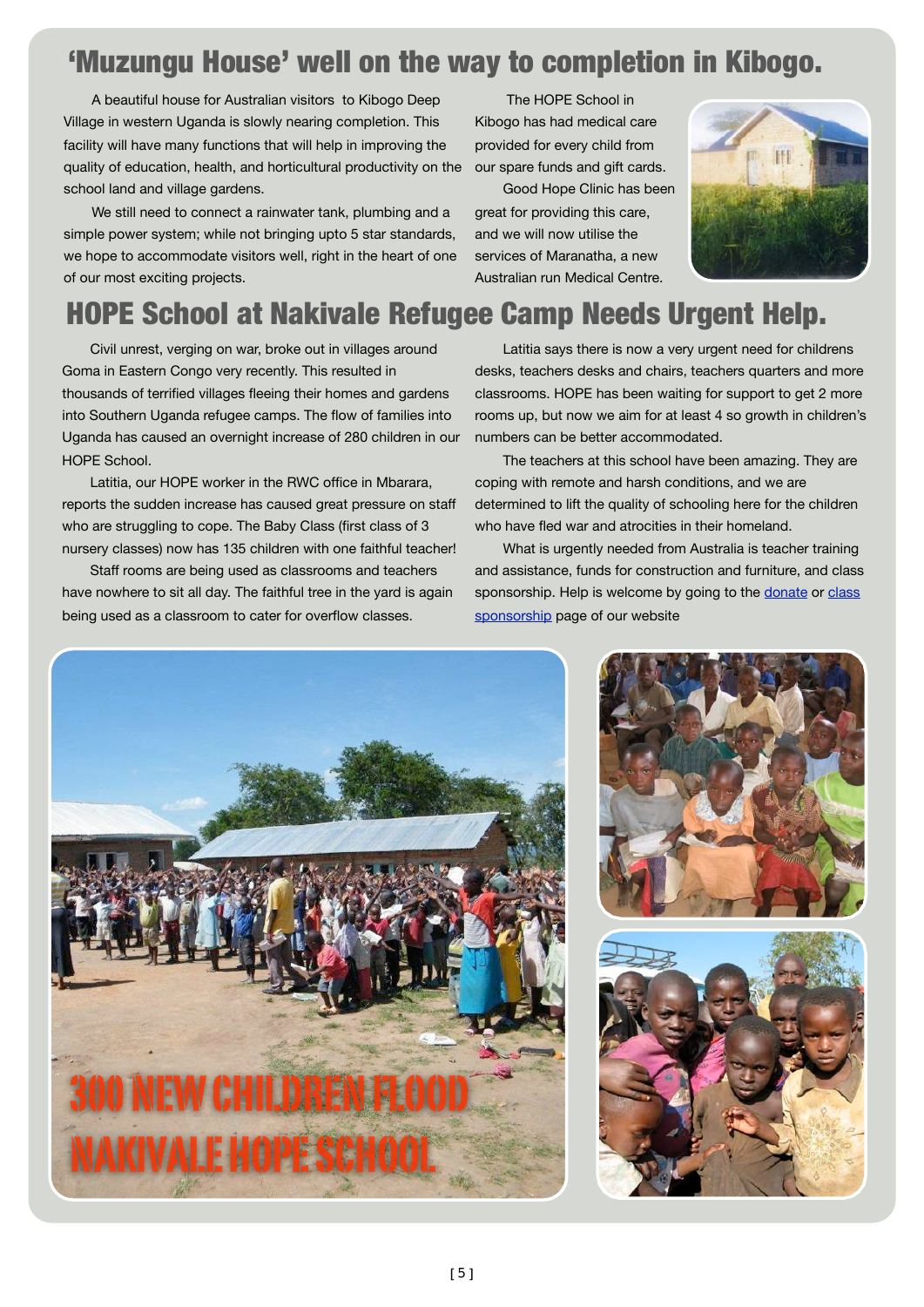## 'Muzungu House' well on the way to completion in Kibogo.

A beautiful house for Australian visitors to Kibogo Deep Village in western Uganda is slowly nearing completion. This facility will have many functions that will help in improving the quality of education, health, and horticultural productivity on the school land and village gardens.

We still need to connect a rainwater tank, plumbing and a simple power system; while not bringing upto 5 star standards, we hope to accommodate visitors well, right in the heart of one of our most exciting projects.

The HOPE School in Kibogo has had medical care provided for every child from our spare funds and gift cards.

Good Hope Clinic has been great for providing this care, and we will now utilise the services of Maranatha, a new Australian run Medical Centre.

## HOPE School at Nakivale Refugee Camp Needs Urgent Help.

Civil unrest, verging on war, broke out in villages around Goma in Eastern Congo very recently. This resulted in thousands of terrified villages fleeing their homes and gardens into Southern Uganda refugee camps. The flow of families into Uganda has caused an overnight increase of 280 children in our HOPE School.

Latitia, our HOPE worker in the RWC office in Mbarara, reports the sudden increase has caused great pressure on staff who are struggling to cope. The Baby Class (first class of 3 nursery classes) now has 135 children with one faithful teacher!

Staff rooms are being used as classrooms and teachers have nowhere to sit all day. The faithful tree in the yard is again being used as a classroom to cater for overflow classes.

Latitia says there is now a very urgent need for childrens desks, teachers desks and chairs, teachers quarters and more classrooms. HOPE has been waiting for support to get 2 more rooms up, but now we aim for at least 4 so growth in children's numbers can be better accommodated.

The teachers at this school have been amazing. They are coping with remote and harsh conditions, and we are determined to lift the quality of schooling here for the children who have fled war and atrocities in their homeland.

What is urgently needed from Australia is teacher training and assistance, funds for construction and furniture, and class sponsorship. Help is welcome by going to the donate or class sponsorship page of our website

300 NEW CHILDREN FLOOD NAKIVALE HOPE SCHOOL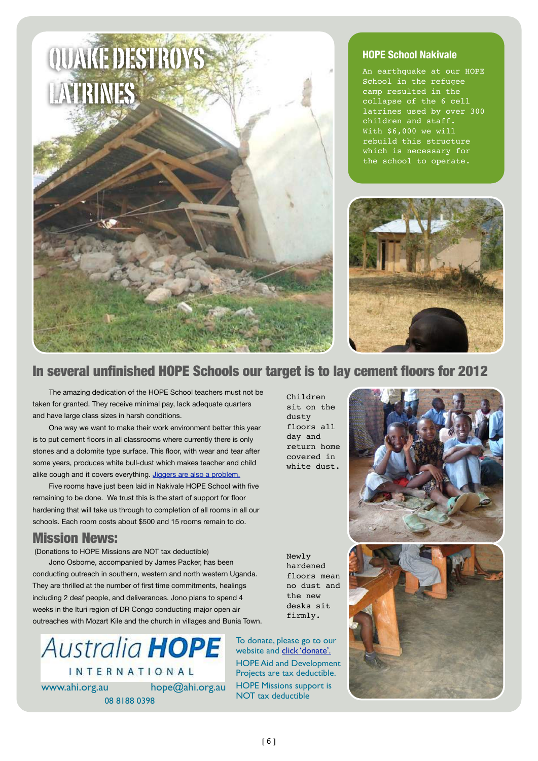# QUAKE DESTROYS LATRINES

### HOPE School Nakivale

An earthquake at our HOPE School in the refugee camp resulted in the collapse of the 6 cell latrines used by over 300 children and staff. With $6,000 we will rebuild this structure which is necessary for the school to operate.

## In several unfinished HOPE Schools our target is to lay cement floors for 2012

The amazing dedication of the HOPE School teachers must not be taken for granted. They receive minimal pay, lack adequate quarters and have large class sizes in harsh conditions.

One way we want to make their work environment better this year is to put cement floors in all classrooms where currently there is only stones and a dolomite type surface. This floor, with wear and tear after some years, produces white bull-dust which makes teacher and child alike cough and it covers everything. Jiggers are also a problem.

Five rooms have just been laid in Nakivale HOPE School with five remaining to be done. We trust this is the start of support for floor hardening that will take us through to completion of all rooms in all our schools. Each room costs about $500 and 15 rooms remain to do.

Children sit on the dusty floors all day and return home covered in white dust.

Newly hardened floors mean no dust and the new desks sit firmly.

## Mission News:

(Donations to HOPE Missions are NOT tax deductible)

Jono Osborne, accompanied by James Packer, has been conducting outreach in southern, western and north western Uganda. They are thrilled at the number of first time commitments, healings including 2 deaf people, and deliverances. Jono plans to spend 4 weeks in the Ituri region of DR Congo conducting major open air outreaches with Mozart Kile and the church in villages and Bunia Town.

**Australia HOPE** INTERNATIONAL

www.ahi.org.au hope@ahi.org.au

08 8188 0398

To donate, please go to our website and click 'donate'.

HOPE Aid and Development Projects are tax deductible.

HOPE Missions support is NOT tax deductible